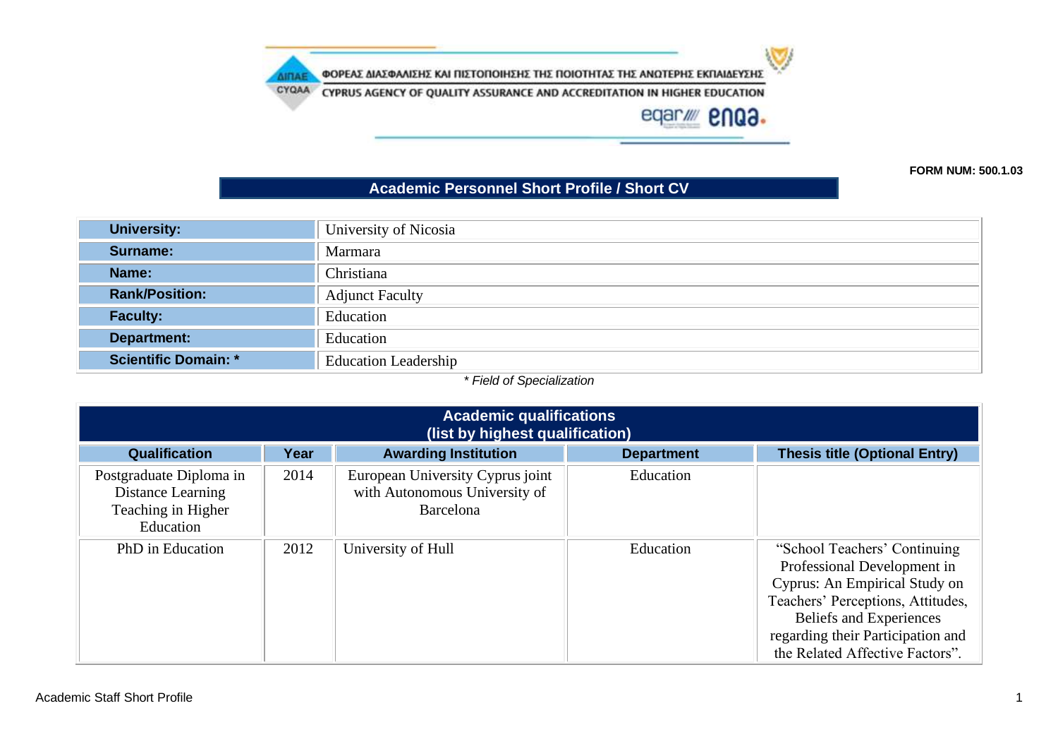ΦΟΡΕΑΣ ΔΙΑΣΦΑΛΙΣΗΣ ΚΑΙ ΠΙΣΤΟΠΟΙΗΣΗΣ ΤΗΣ ΠΟΙΟΤΗΤΑΣ ΤΗΣ ΑΝΩΤΕΡΗΣ ΕΚΠΑΙΔΕΥΣΗΣ

CYPRUS AGENCY OF QUALITY ASSURANCE AND ACCREDITATION IN HIGHER EDUCATION

**FORM NUM: 500.1.03**

## Academic Personnel Short Profile / Short CV

| | |
|---|---|
| **University:** | University of Nicosia |
| **Surname:** | Marmara |
| **Name:** | Christiana |
| **Rank/Position:** | Adjunct Faculty |
| **Faculty:** | Education |
| **Department:** | Education |
| **Scientific Domain: *** | Education Leadership |

*\* Field of Specialization*

### Academic qualifications (list by highest qualification)

| Qualification | Year | Awarding Institution | Department | Thesis title (Optional Entry) |
|---|---|---|---|---|
| Postgraduate Diploma in Distance Learning Teaching in Higher Education | 2014 | European University Cyprus joint with Autonomous University of Barcelona | Education | |
| PhD in Education | 2012 | University of Hull | Education | "School Teachers' Continuing Professional Development in Cyprus: An Empirical Study on Teachers' Perceptions, Attitudes, Beliefs and Experiences regarding their Participation and the Related Affective Factors". |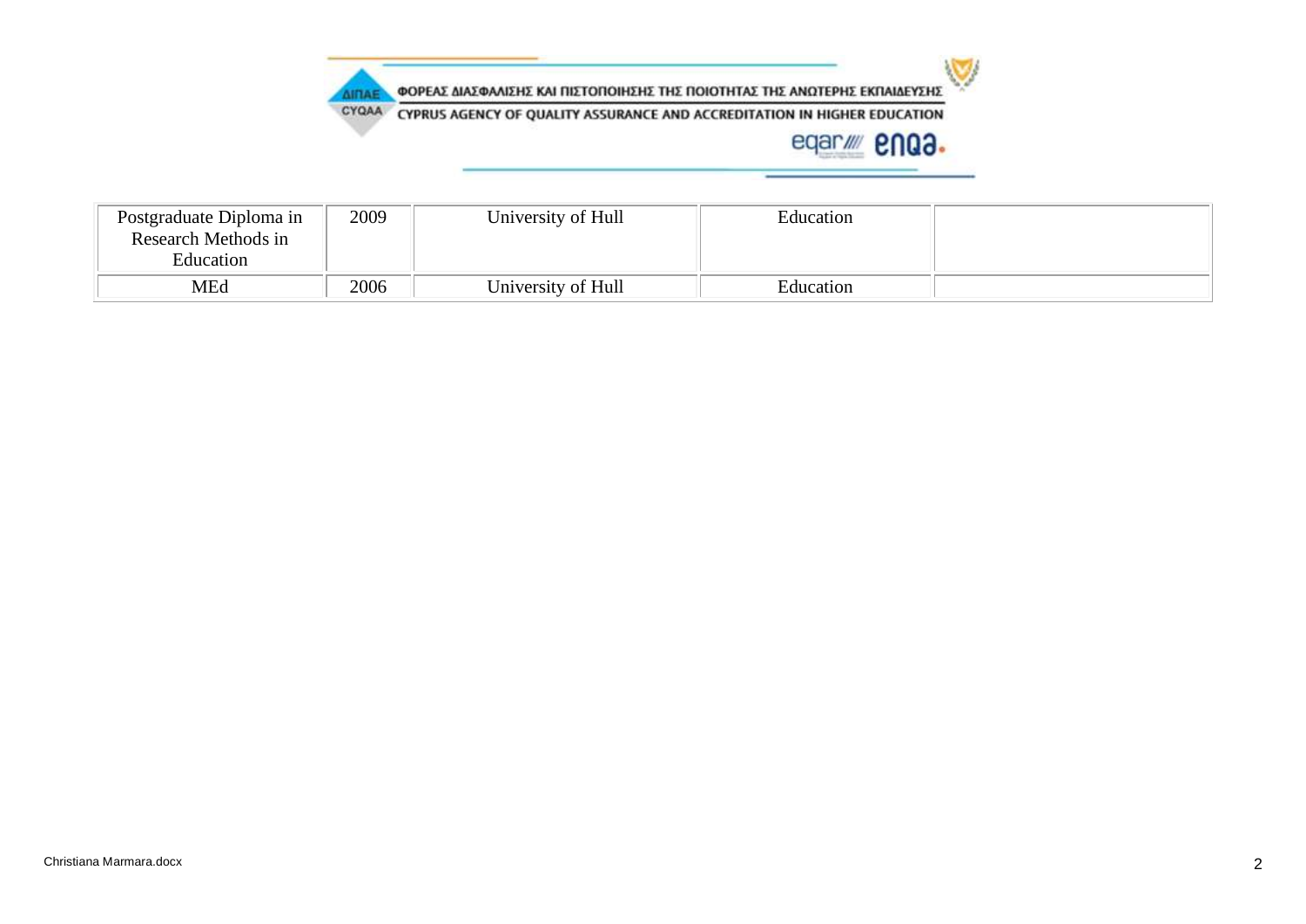| Postgraduate Diploma in Research Methods in Education | 2009 | University of Hull | Education | |
|---|---|---|---|---|
| MEd | 2006 | University of Hull | Education | |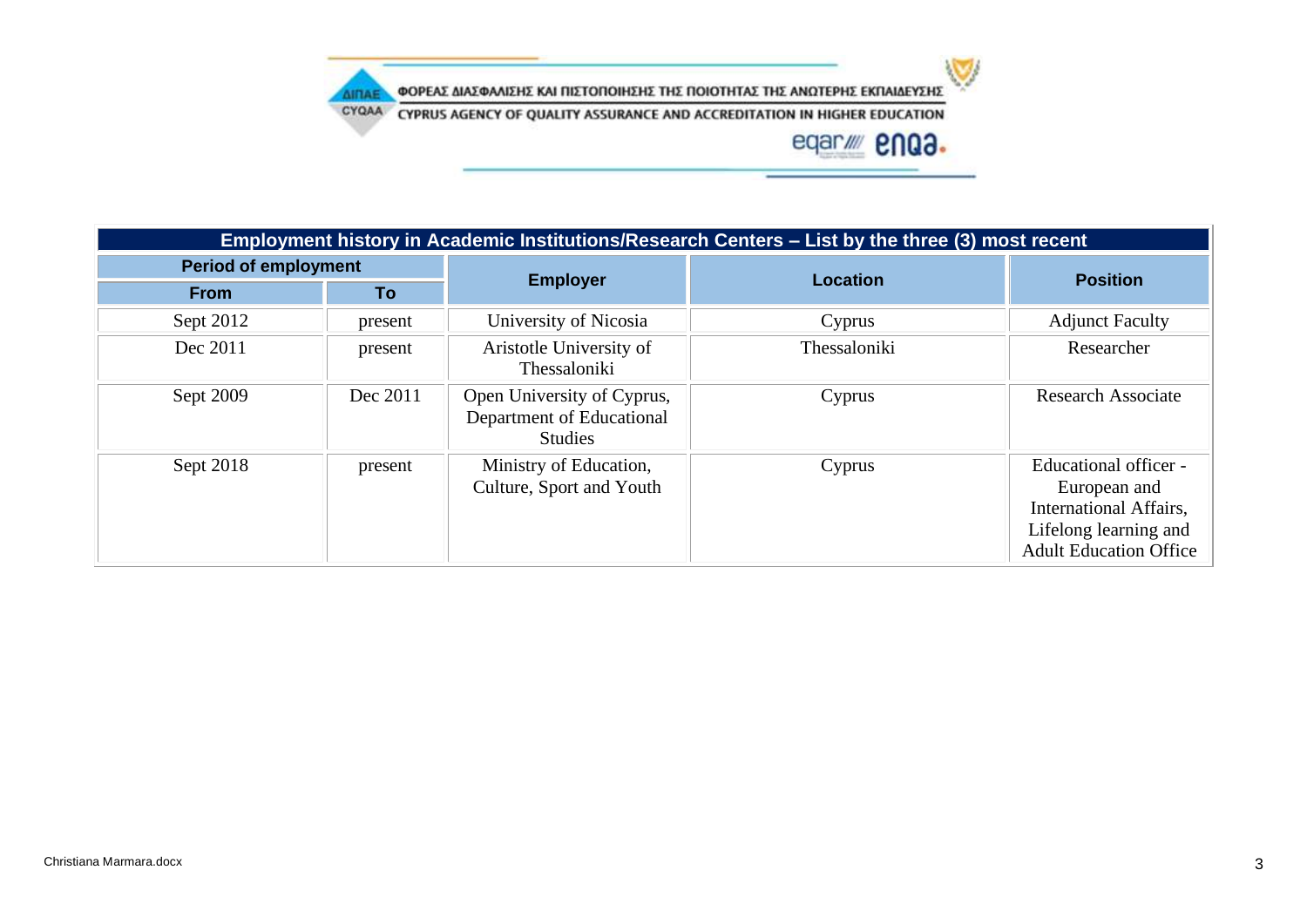| Employment history in Academic Institutions/Research Centers – List by the three (3) most recent | | | | |
|---|---|---|---|---|
| Period of employment | | Employer | Location | Position |
| From | To | | | |
| Sept 2012 | present | University of Nicosia | Cyprus | Adjunct Faculty |
| Dec 2011 | present | Aristotle University of Thessaloniki | Thessaloniki | Researcher |
| Sept 2009 | Dec 2011 | Open University of Cyprus, Department of Educational Studies | Cyprus | Research Associate |
| Sept 2018 | present | Ministry of Education, Culture, Sport and Youth | Cyprus | Educational officer - European and International Affairs, Lifelong learning and Adult Education Office |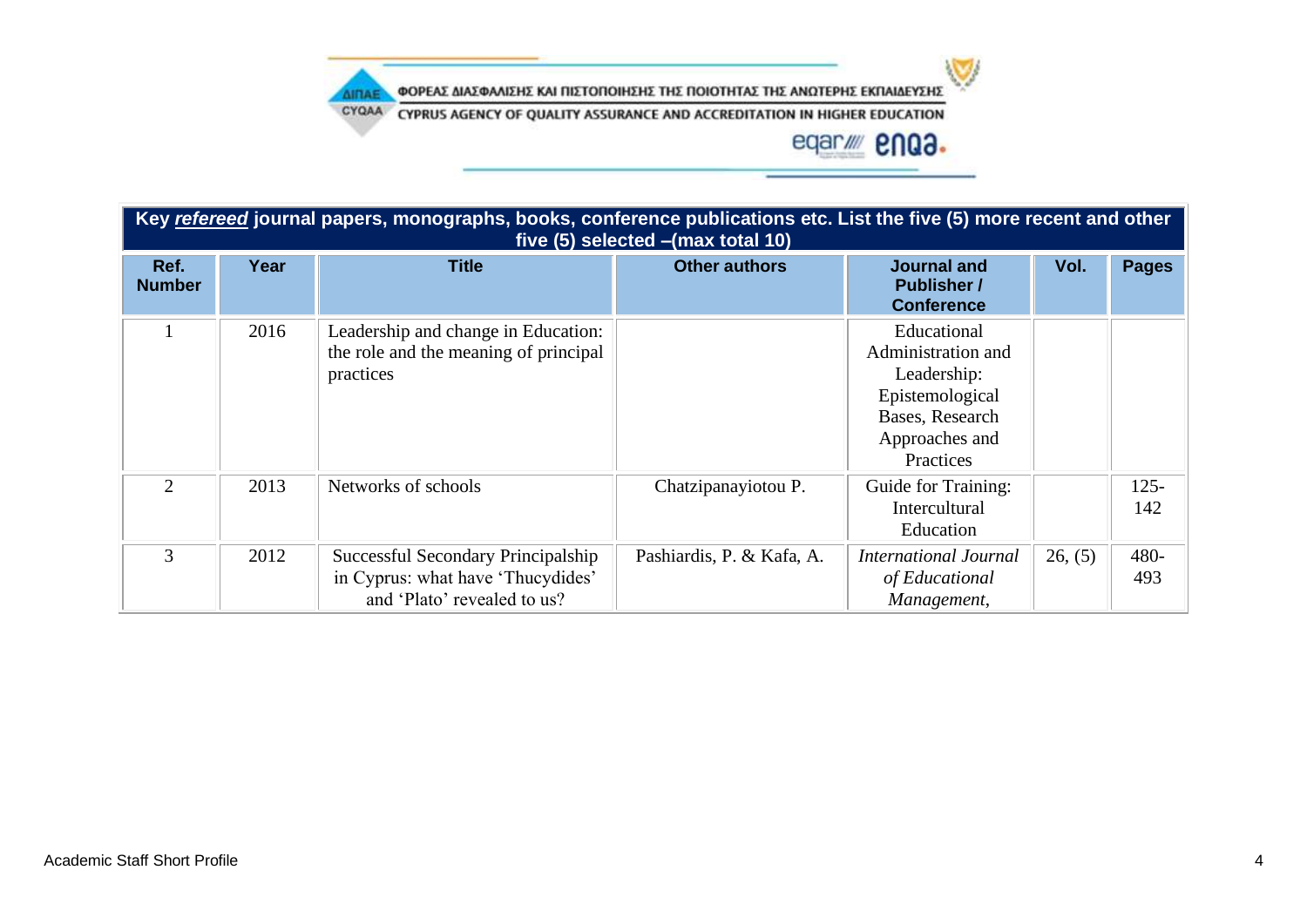| Key ***refereed*** journal papers, monographs, books, conference publications etc. List the five (5) more recent and other five (5) selected –(max total 10) | | | | | | |
|---|---|---|---|---|---|---|
| **Ref. Number** | **Year** | **Title** | **Other authors** | **Journal and Publisher / Conference** | **Vol.** | **Pages** |
| 1 | 2016 | Leadership and change in Education: the role and the meaning of principal practices | | Educational Administration and Leadership: Epistemological Bases, Research Approaches and Practices | | |
| 2 | 2013 | Networks of schools | Chatzipanayiotou P. | Guide for Training: Intercultural Education | | 125-142 |
| 3 | 2012 | Successful Secondary Principalship in Cyprus: what have 'Thucydides' and 'Plato' revealed to us? | Pashiardis, P. & Kafa, A. | *International Journal of Educational Management,* | 26, (5) | 480-493 |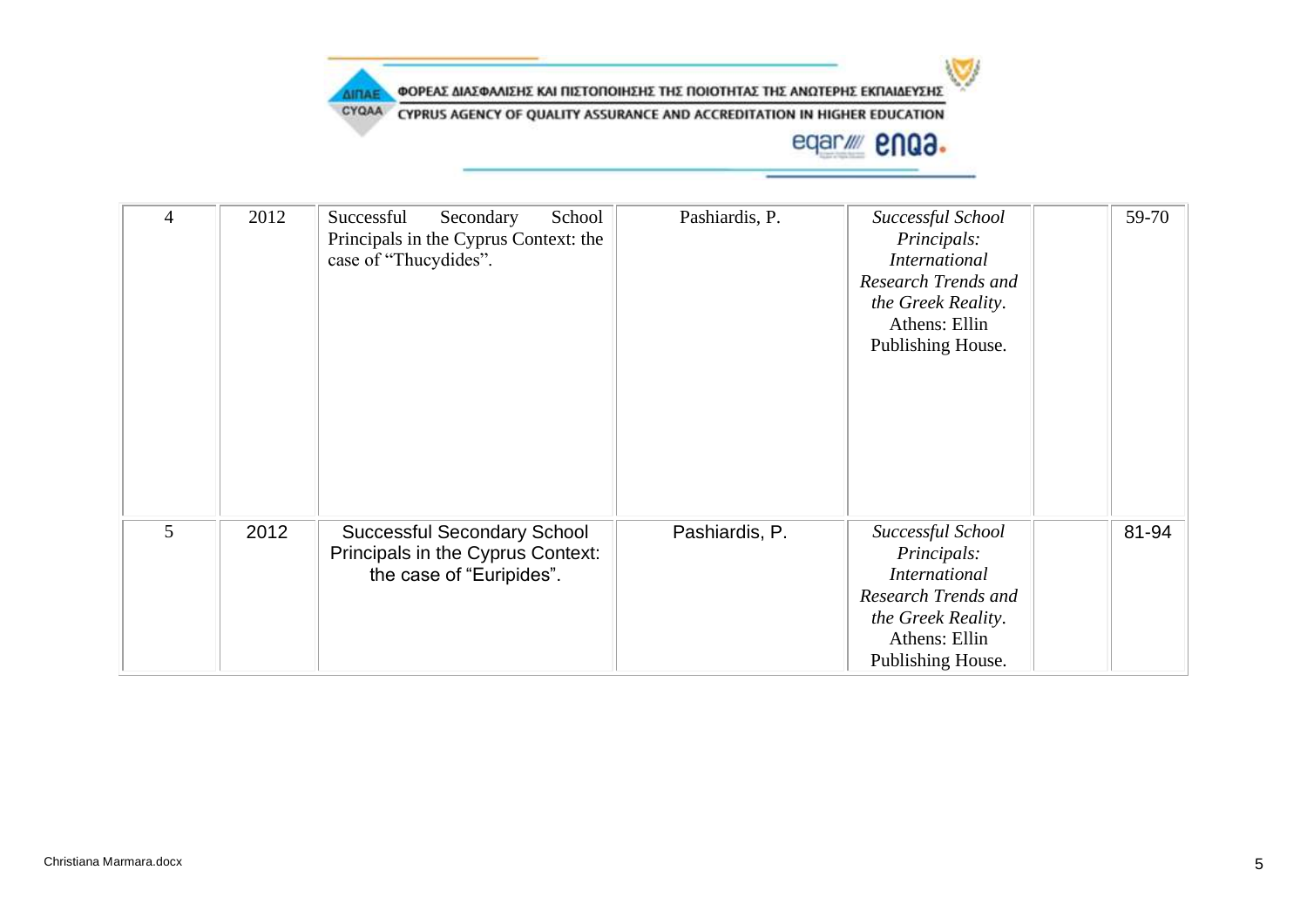| 4 | 2012 | Successful Secondary School Principals in the Cyprus Context: the case of "Thucydides". | Pashiardis, P. | *Successful School Principals: International Research Trends and the Greek Reality*. Athens: Ellin Publishing House. | | 59-70 |
|---|---|---|---|---|---|---|
| 5 | 2012 | Successful Secondary School Principals in the Cyprus Context: the case of "Euripides". | Pashiardis, P. | *Successful School Principals: International Research Trends and the Greek Reality*. Athens: Ellin Publishing House. | | 81-94 |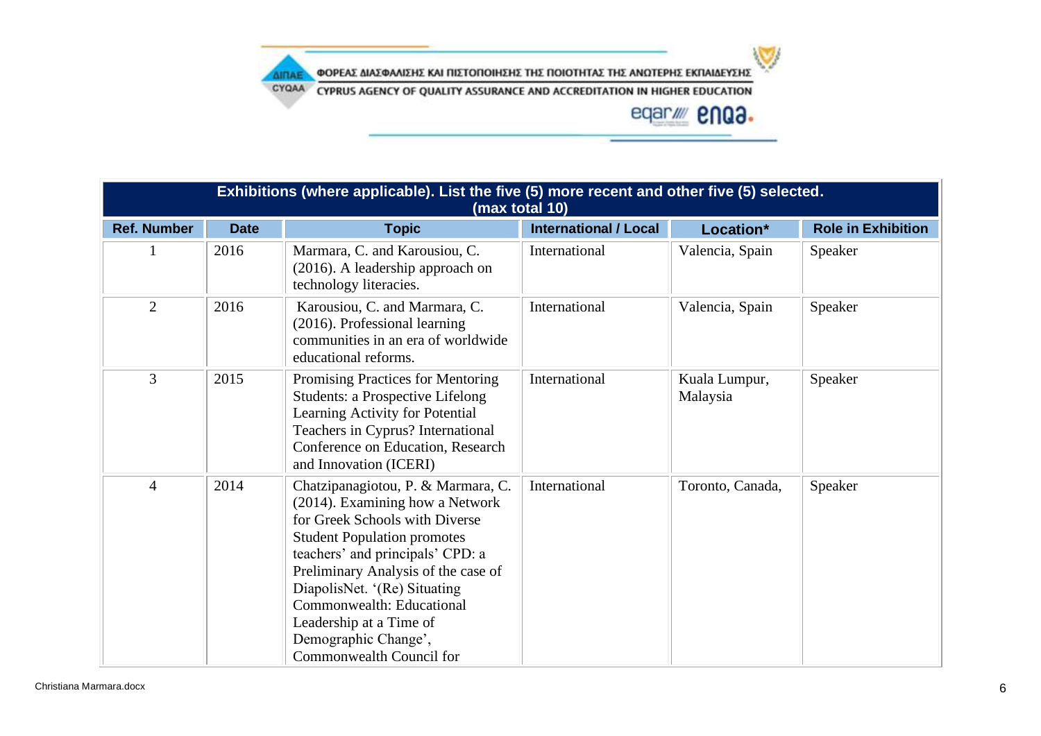| Exhibitions (where applicable). List the five (5) more recent and other five (5) selected. (max total 10) | | | | | |
|---|---|---|---|---|---|
| **Ref. Number** | **Date** | **Topic** | **International / Local** | **Location*** | **Role in Exhibition** |
| 1 | 2016 | Marmara, C. and Karousiou, C. (2016). A leadership approach on technology literacies. | International | Valencia, Spain | Speaker |
| 2 | 2016 | Karousiou, C. and Marmara, C. (2016). Professional learning communities in an era of worldwide educational reforms. | International | Valencia, Spain | Speaker |
| 3 | 2015 | Promising Practices for Mentoring Students: a Prospective Lifelong Learning Activity for Potential Teachers in Cyprus? International Conference on Education, Research and Innovation (ICERI) | International | Kuala Lumpur, Malaysia | Speaker |
| 4 | 2014 | Chatzipanagiotou, P. & Marmara, C. (2014). Examining how a Network for Greek Schools with Diverse Student Population promotes teachers' and principals' CPD: a Preliminary Analysis of the case of DiapolisNet. '(Re) Situating Commonwealth: Educational Leadership at a Time of Demographic Change', Commonwealth Council for | International | Toronto, Canada, | Speaker |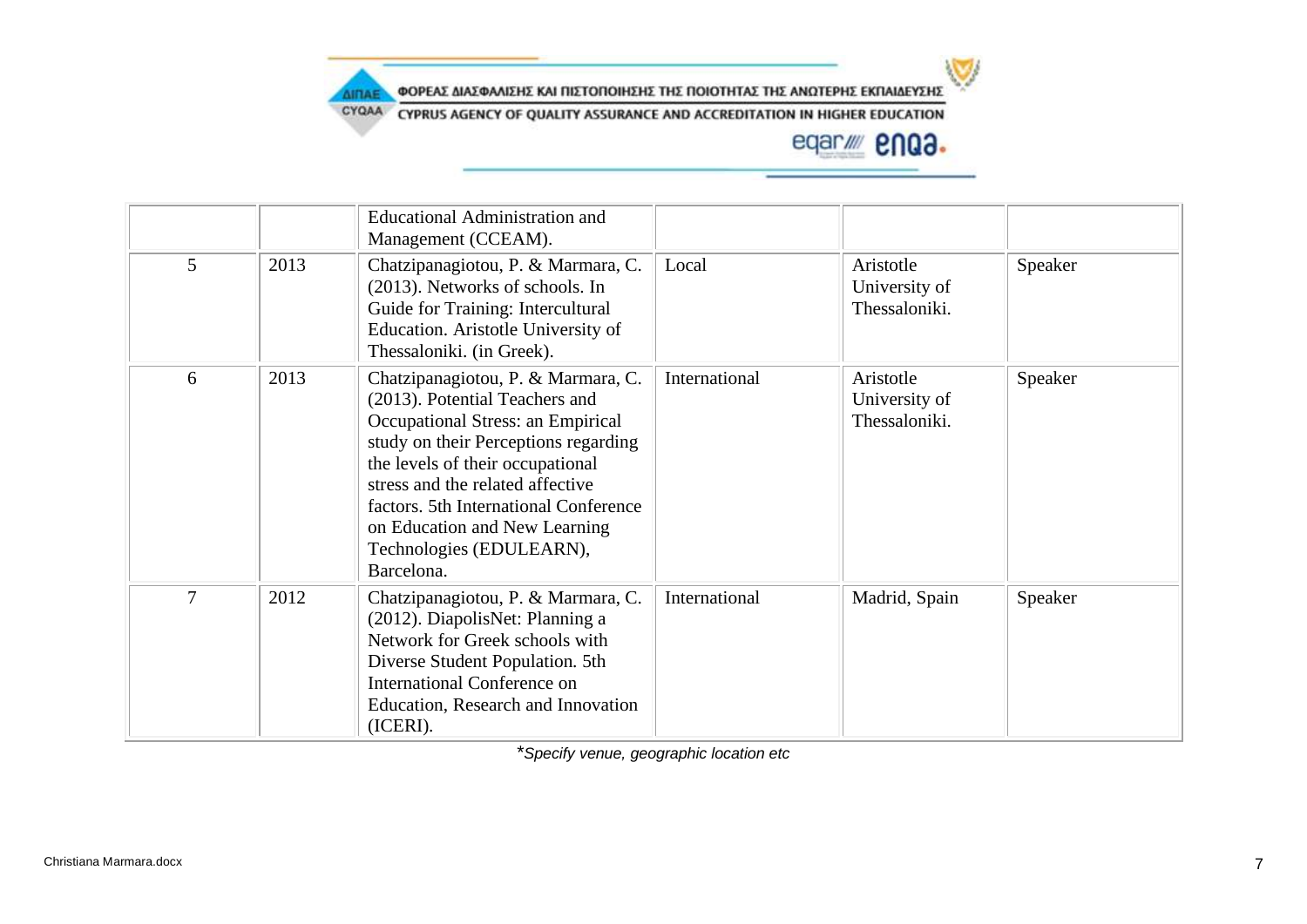| | | | | | |
|---|---|---|---|---|---|
| | | Educational Administration and Management (CCEAM). | | | |
| 5 | 2013 | Chatzipanagiotou, P. & Marmara, C. (2013). Networks of schools. In Guide for Training: Intercultural Education. Aristotle University of Thessaloniki. (in Greek). | Local | Aristotle University of Thessaloniki. | Speaker |
| 6 | 2013 | Chatzipanagiotou, P. & Marmara, C. (2013). Potential Teachers and Occupational Stress: an Empirical study on their Perceptions regarding the levels of their occupational stress and the related affective factors. 5th International Conference on Education and New Learning Technologies (EDULEARN), Barcelona. | International | Aristotle University of Thessaloniki. | Speaker |
| 7 | 2012 | Chatzipanagiotou, P. & Marmara, C. (2012). DiapolisNet: Planning a Network for Greek schools with Diverse Student Population. 5th International Conference on Education, Research and Innovation (ICERI). | International | Madrid, Spain | Speaker |

**Specify venue, geographic location etc*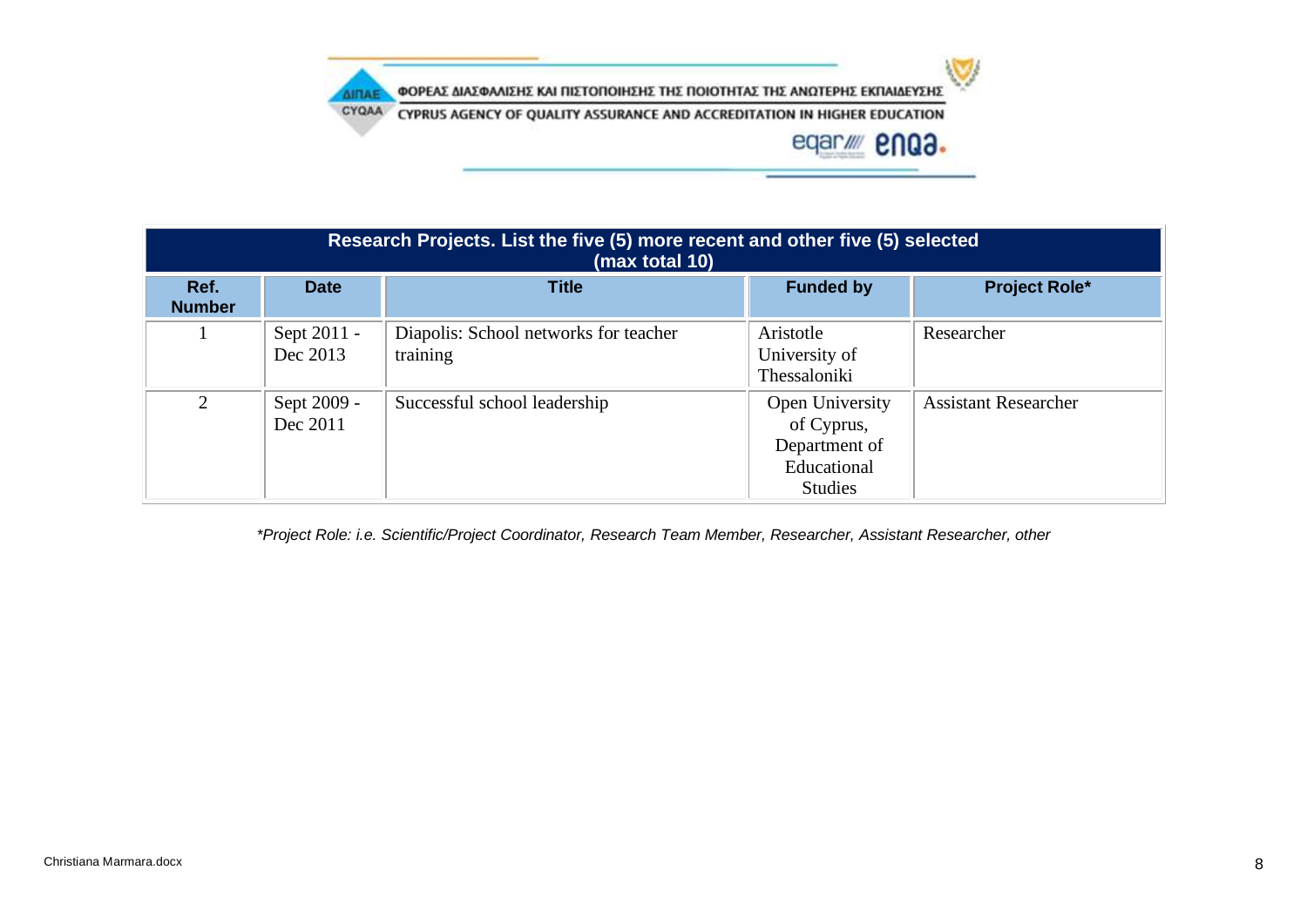| Research Projects. List the five (5) more recent and other five (5) selected (max total 10) | | | | |
|---|---|---|---|---|
| **Ref. Number** | **Date** | **Title** | **Funded by** | **Project Role*** |
| 1 | Sept 2011 - Dec 2013 | Diapolis: School networks for teacher training | Aristotle University of Thessaloniki | Researcher |
| 2 | Sept 2009 - Dec 2011 | Successful school leadership | Open University of Cyprus, Department of Educational Studies | Assistant Researcher |

*\*Project Role: i.e. Scientific/Project Coordinator, Research Team Member, Researcher, Assistant Researcher, other*